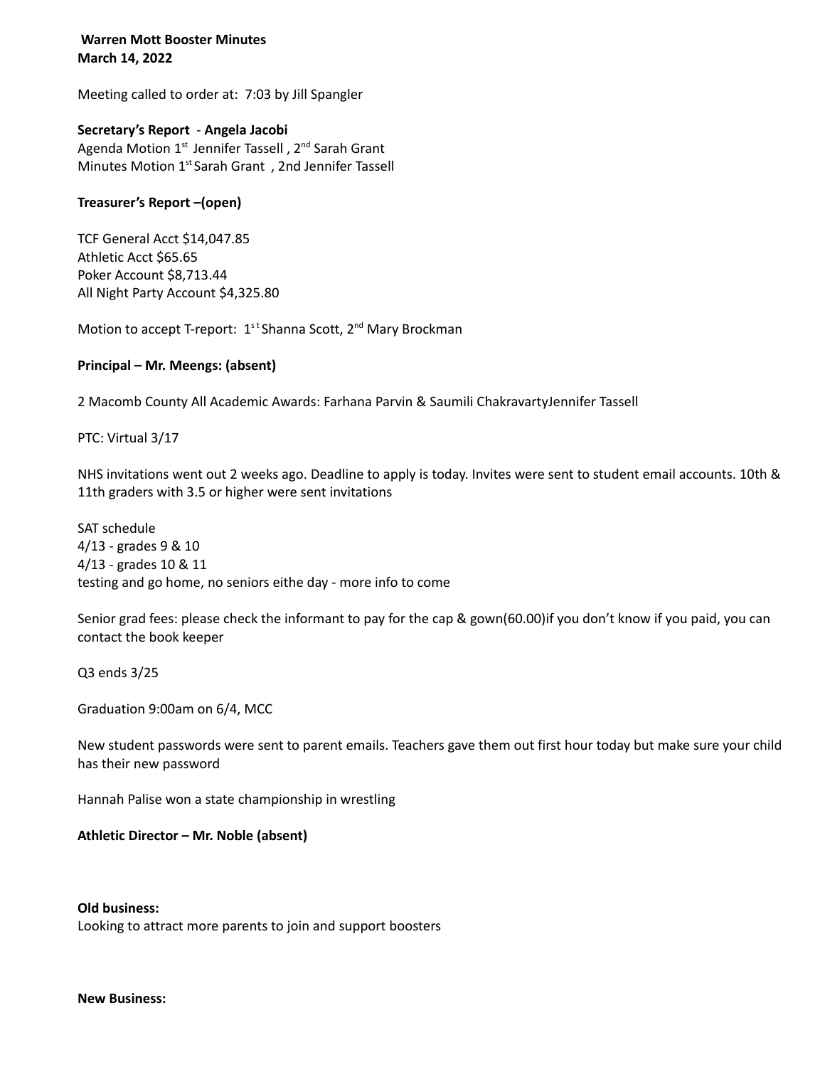**Warren Mott Booster Minutes**
**March 14, 2022**

Meeting called to order at: 7:03 by Jill Spangler

**Secretary's Report - Angela Jacobi**
Agenda Motion 1st Jennifer Tassell , 2nd Sarah Grant
Minutes Motion 1st Sarah Grant , 2nd Jennifer Tassell

**Treasurer's Report –(open)**

TCF General Acct $14,047.85
Athletic Acct $65.65
Poker Account $8,713.44
All Night Party Account $4,325.80

Motion to accept T-report: 1st Shanna Scott, 2nd Mary Brockman

**Principal – Mr. Meengs: (absent)**

2 Macomb County All Academic Awards: Farhana Parvin & Saumili ChakravartyJennifer Tassell

PTC: Virtual 3/17

NHS invitations went out 2 weeks ago. Deadline to apply is today. Invites were sent to student email accounts. 10th & 11th graders with 3.5 or higher were sent invitations

SAT schedule
4/13 - grades 9 & 10
4/13 - grades 10 & 11
testing and go home, no seniors eithe day - more info to come

Senior grad fees: please check the informant to pay for the cap & gown(60.00)if you don't know if you paid, you can contact the book keeper

Q3 ends 3/25

Graduation 9:00am on 6/4, MCC

New student passwords were sent to parent emails. Teachers gave them out first hour today but make sure your child has their new password

Hannah Palise won a state championship in wrestling

**Athletic Director – Mr. Noble (absent)**

**Old business:**
Looking to attract more parents to join and support boosters

**New Business:**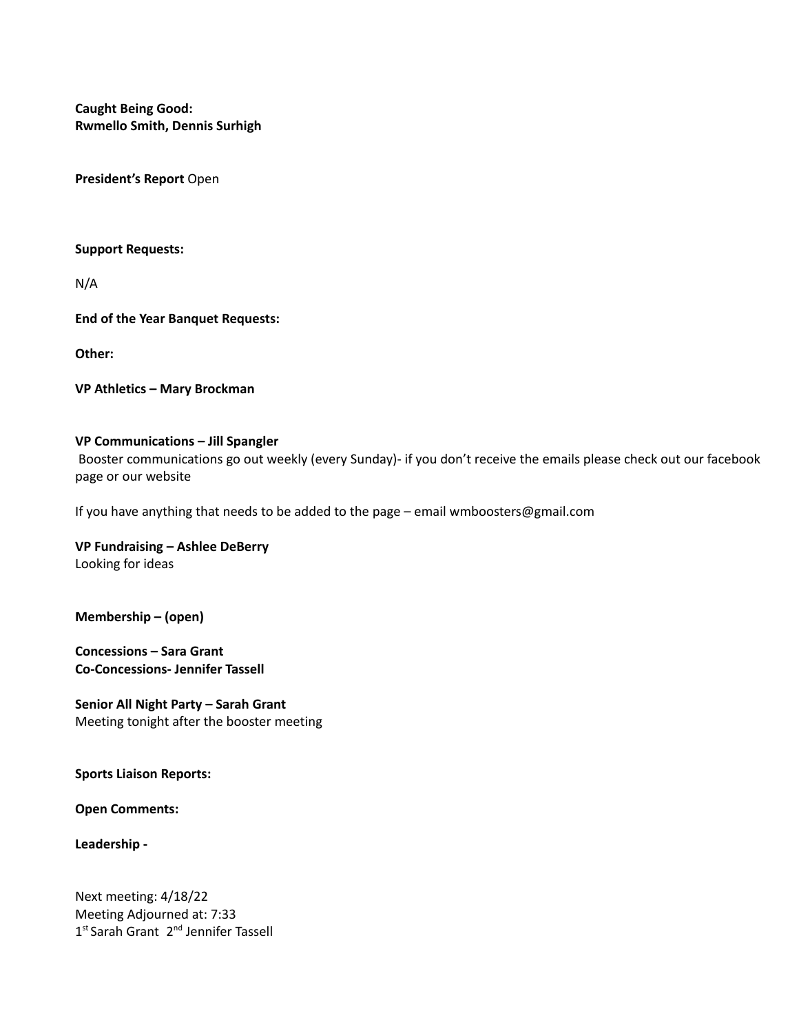**Caught Being Good:**
**Rwmello Smith, Dennis Surhigh**

**President's Report** Open

**Support Requests:**

N/A

**End of the Year Banquet Requests:**

**Other:**

**VP Athletics – Mary Brockman**

**VP Communications – Jill Spangler**
Booster communications go out weekly (every Sunday)- if you don't receive the emails please check out our facebook page or our website

If you have anything that needs to be added to the page – email wmboosters@gmail.com

**VP Fundraising – Ashlee DeBerry**
Looking for ideas

**Membership – (open)**

**Concessions – Sara Grant**
**Co-Concessions- Jennifer Tassell**

**Senior All Night Party – Sarah Grant**
Meeting tonight after the booster meeting

**Sports Liaison Reports:**

**Open Comments:**

**Leadership -**

Next meeting: 4/18/22
Meeting Adjourned at: 7:33
1st Sarah Grant 2nd Jennifer Tassell